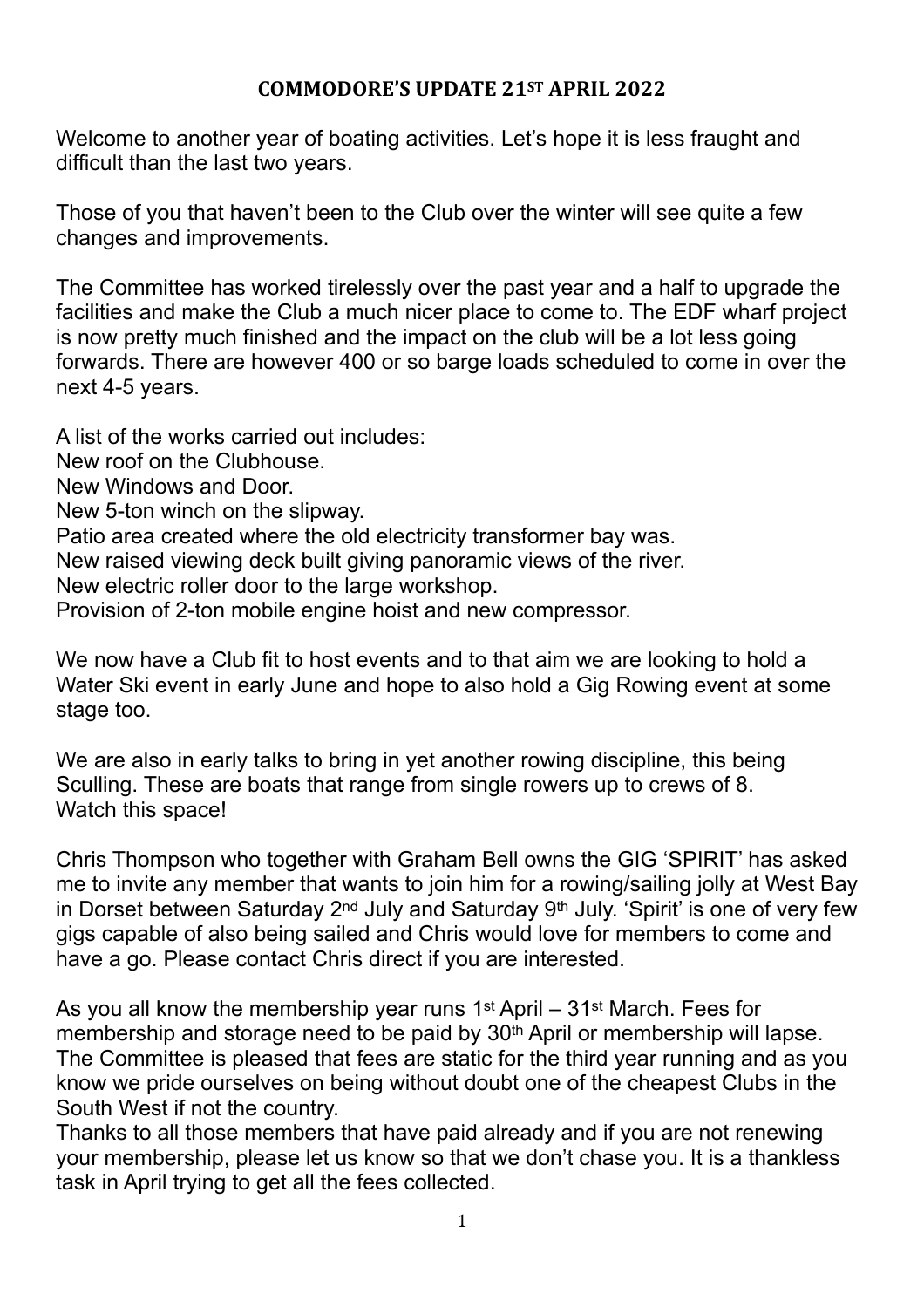# COMMODORE'S UPDATE 21ST APRIL 2022

Welcome to another year of boating activities. Let's hope it is less fraught and difficult than the last two years.

Those of you that haven't been to the Club over the winter will see quite a few changes and improvements.

The Committee has worked tirelessly over the past year and a half to upgrade the facilities and make the Club a much nicer place to come to. The EDF wharf project is now pretty much finished and the impact on the club will be a lot less going forwards. There are however 400 or so barge loads scheduled to come in over the next 4-5 years.

A list of the works carried out includes:
New roof on the Clubhouse.
New Windows and Door.
New 5-ton winch on the slipway.
Patio area created where the old electricity transformer bay was.
New raised viewing deck built giving panoramic views of the river.
New electric roller door to the large workshop.
Provision of 2-ton mobile engine hoist and new compressor.

We now have a Club fit to host events and to that aim we are looking to hold a Water Ski event in early June and hope to also hold a Gig Rowing event at some stage too.

We are also in early talks to bring in yet another rowing discipline, this being Sculling. These are boats that range from single rowers up to crews of 8.
Watch this space!

Chris Thompson who together with Graham Bell owns the GIG 'SPIRIT' has asked me to invite any member that wants to join him for a rowing/sailing jolly at West Bay in Dorset between Saturday 2nd July and Saturday 9th July. 'Spirit' is one of very few gigs capable of also being sailed and Chris would love for members to come and have a go. Please contact Chris direct if you are interested.

As you all know the membership year runs 1st April – 31st March. Fees for membership and storage need to be paid by 30th April or membership will lapse. The Committee is pleased that fees are static for the third year running and as you know we pride ourselves on being without doubt one of the cheapest Clubs in the South West if not the country.
Thanks to all those members that have paid already and if you are not renewing your membership, please let us know so that we don't chase you. It is a thankless task in April trying to get all the fees collected.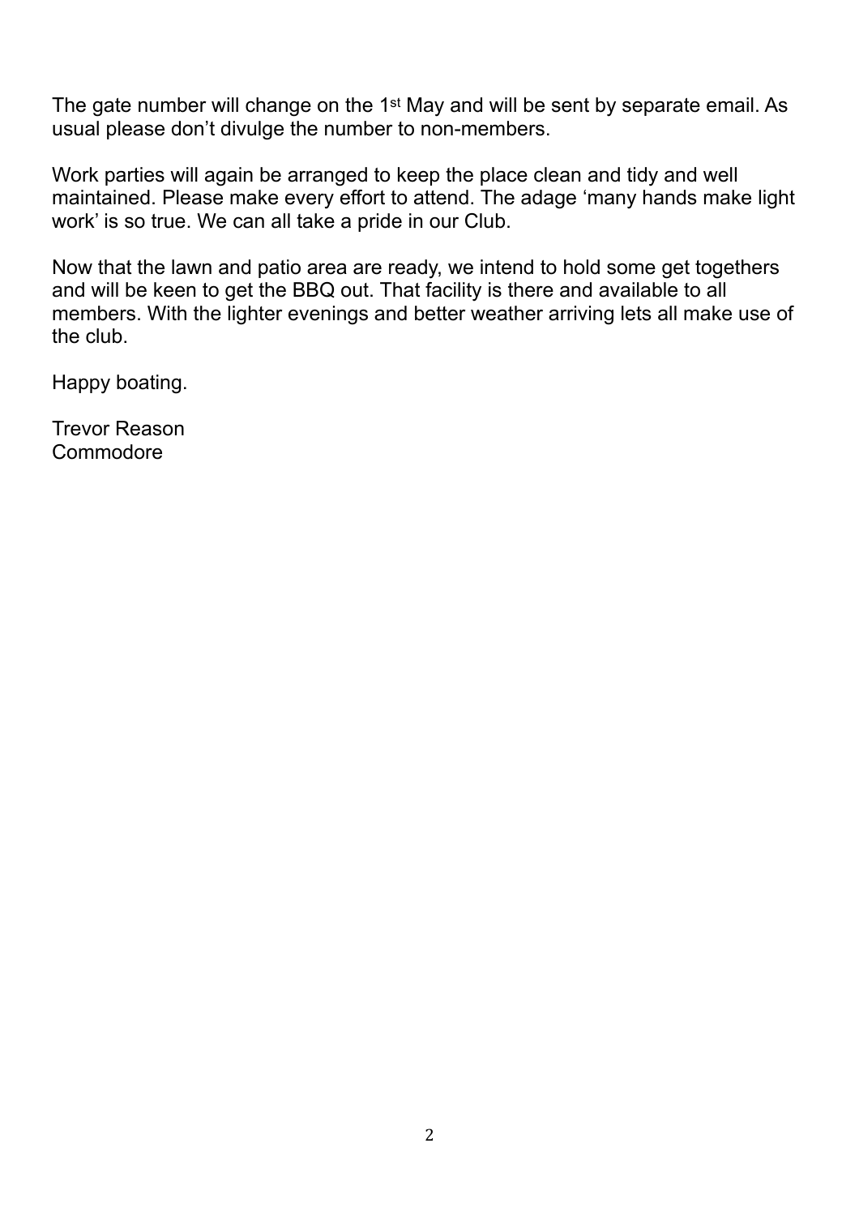The gate number will change on the 1st May and will be sent by separate email. As usual please don't divulge the number to non-members.

Work parties will again be arranged to keep the place clean and tidy and well maintained. Please make every effort to attend. The adage 'many hands make light work' is so true. We can all take a pride in our Club.

Now that the lawn and patio area are ready, we intend to hold some get togethers and will be keen to get the BBQ out. That facility is there and available to all members. With the lighter evenings and better weather arriving lets all make use of the club.

Happy boating.

Trevor Reason
Commodore